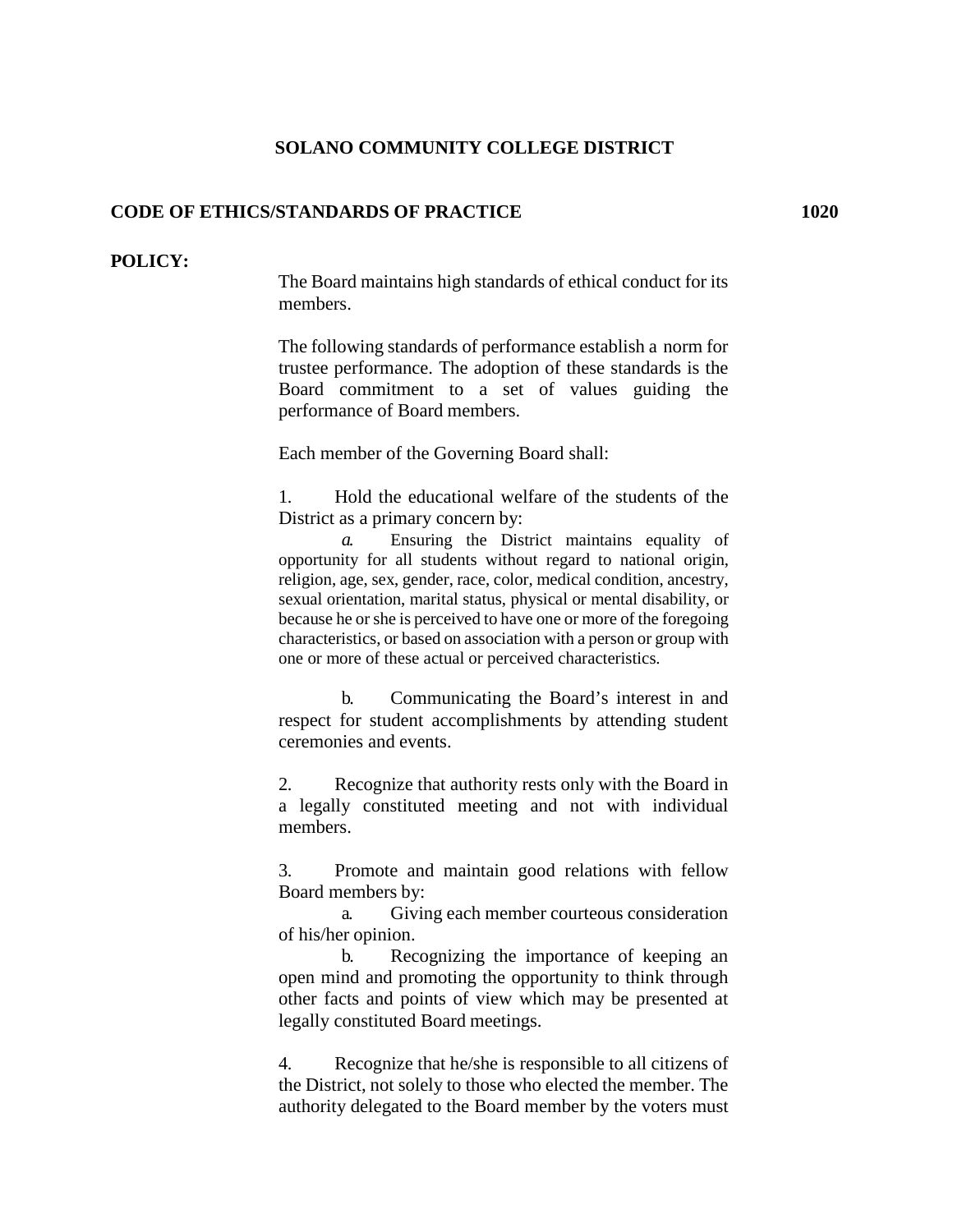# SOLANO COMMUNITY COLLEGE DISTRICT

## CODE OF ETHICS/STANDARDS OF PRACTICE 1020

**POLICY:**

The Board maintains high standards of ethical conduct for its members.

The following standards of performance establish a norm for trustee performance. The adoption of these standards is the Board commitment to a set of values guiding the performance of Board members.

Each member of the Governing Board shall:

1. Hold the educational welfare of the students of the District as a primary concern by:

   a. Ensuring the District maintains equality of opportunity for all students without regard to national origin, religion, age, sex, gender, race, color, medical condition, ancestry, sexual orientation, marital status, physical or mental disability, or because he or she is perceived to have one or more of the foregoing characteristics, or based on association with a person or group with one or more of these actual or perceived characteristics.

   b. Communicating the Board's interest in and respect for student accomplishments by attending student ceremonies and events.

2. Recognize that authority rests only with the Board in a legally constituted meeting and not with individual members.

3. Promote and maintain good relations with fellow Board members by:

   a. Giving each member courteous consideration of his/her opinion.

   b. Recognizing the importance of keeping an open mind and promoting the opportunity to think through other facts and points of view which may be presented at legally constituted Board meetings.

4. Recognize that he/she is responsible to all citizens of the District, not solely to those who elected the member. The authority delegated to the Board member by the voters must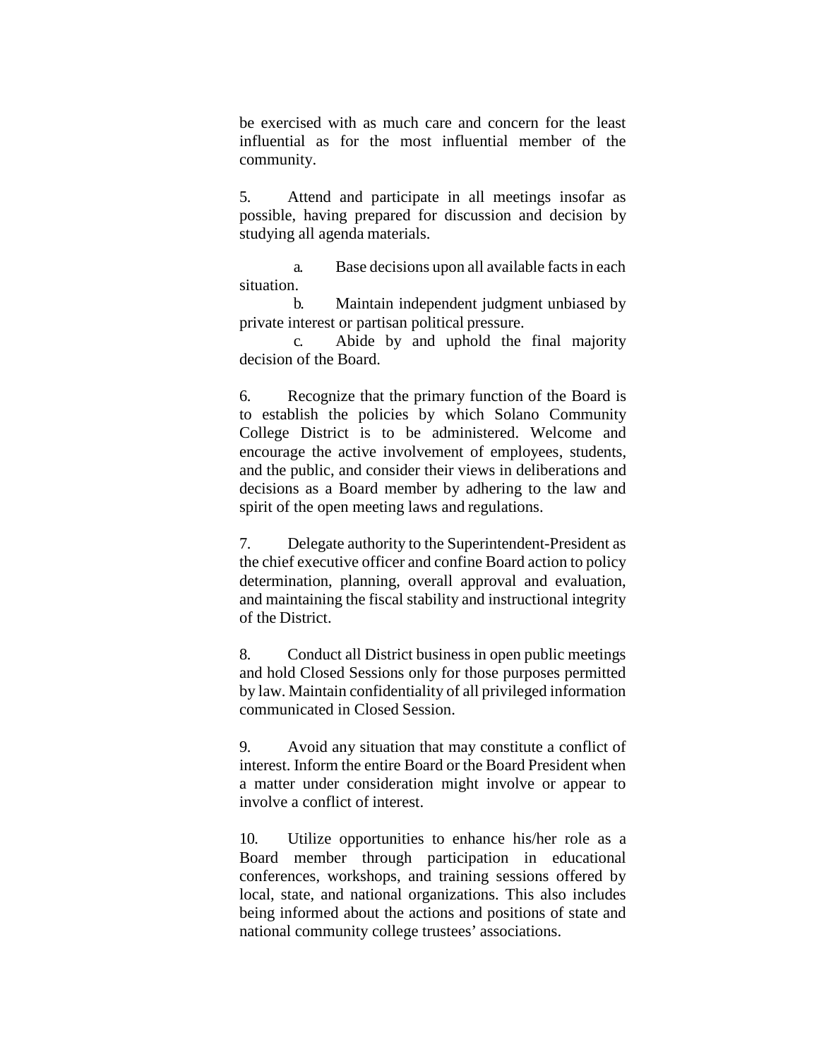be exercised with as much care and concern for the least influential as for the most influential member of the community.

5. Attend and participate in all meetings insofar as possible, having prepared for discussion and decision by studying all agenda materials.

   a. Base decisions upon all available facts in each situation.
   b. Maintain independent judgment unbiased by private interest or partisan political pressure.
   c. Abide by and uphold the final majority decision of the Board.

6. Recognize that the primary function of the Board is to establish the policies by which Solano Community College District is to be administered. Welcome and encourage the active involvement of employees, students, and the public, and consider their views in deliberations and decisions as a Board member by adhering to the law and spirit of the open meeting laws and regulations.

7. Delegate authority to the Superintendent-President as the chief executive officer and confine Board action to policy determination, planning, overall approval and evaluation, and maintaining the fiscal stability and instructional integrity of the District.

8. Conduct all District business in open public meetings and hold Closed Sessions only for those purposes permitted by law. Maintain confidentiality of all privileged information communicated in Closed Session.

9. Avoid any situation that may constitute a conflict of interest. Inform the entire Board or the Board President when a matter under consideration might involve or appear to involve a conflict of interest.

10. Utilize opportunities to enhance his/her role as a Board member through participation in educational conferences, workshops, and training sessions offered by local, state, and national organizations. This also includes being informed about the actions and positions of state and national community college trustees' associations.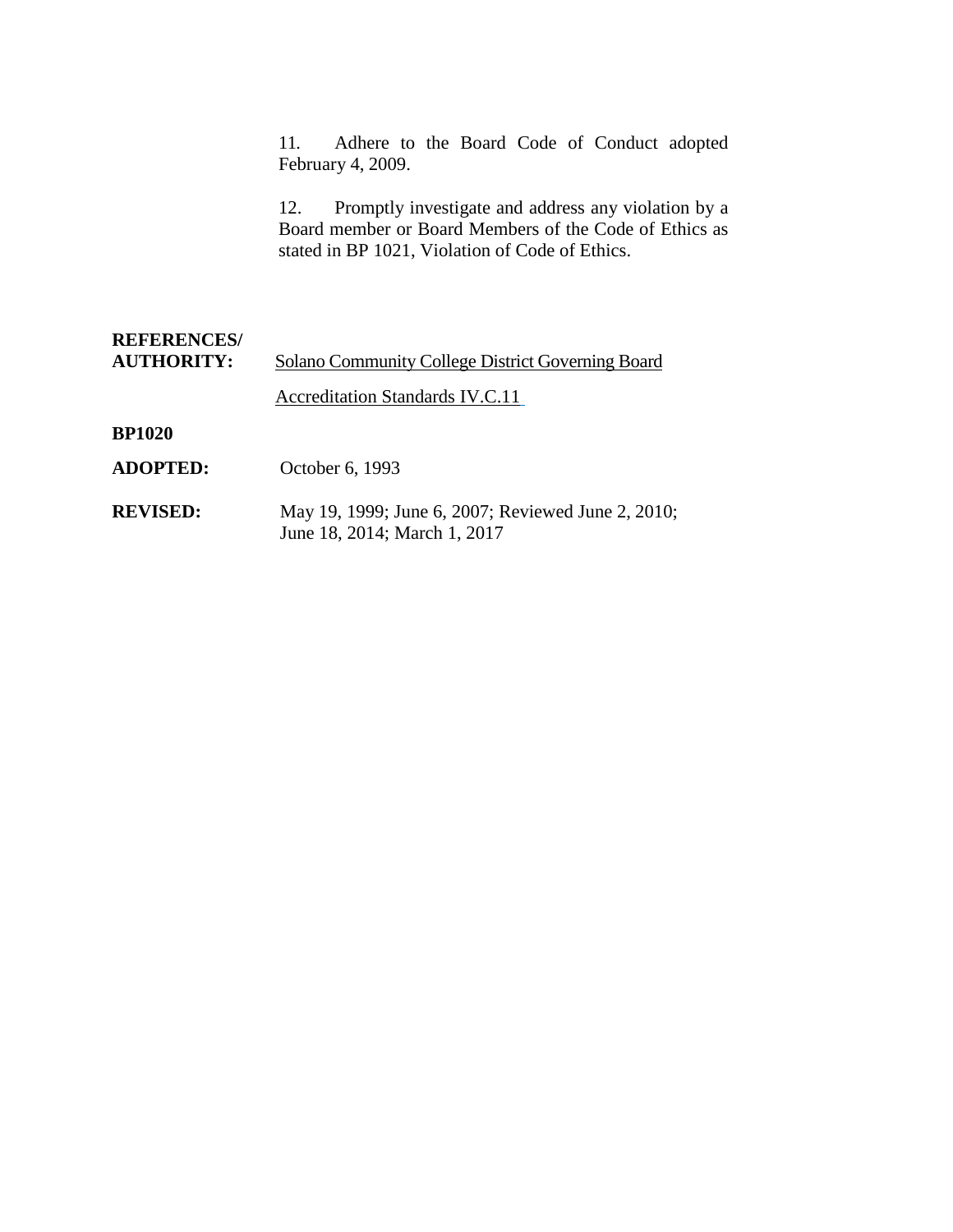11. Adhere to the Board Code of Conduct adopted February 4, 2009.

12. Promptly investigate and address any violation by a Board member or Board Members of the Code of Ethics as stated in BP 1021, Violation of Code of Ethics.

**REFERENCES/**
**AUTHORITY:** Solano Community College District Governing Board

Accreditation Standards IV.C.11

**BP1020**

**ADOPTED:** October 6, 1993

**REVISED:** May 19, 1999; June 6, 2007; Reviewed June 2, 2010; June 18, 2014; March 1, 2017